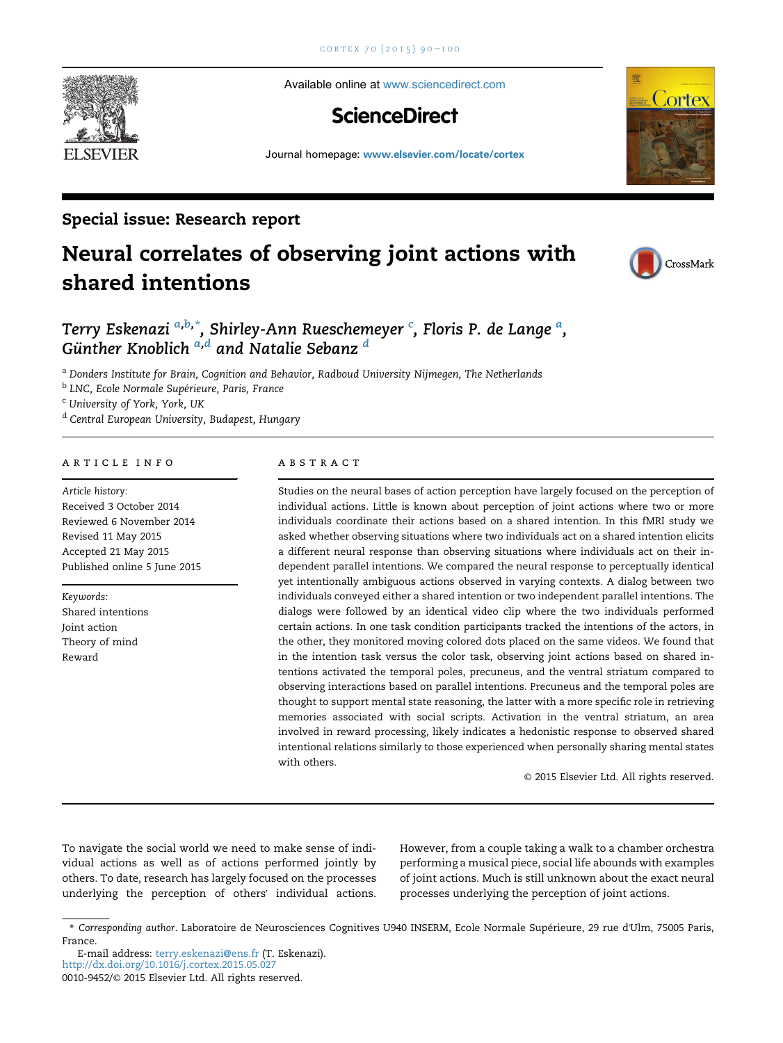Available online at www.sciencedirect.com

**ScienceDirect**

Journal homepage: www.elsevier.com/locate/cortex

## Special issue: Research report

# Neural correlates of observing joint actions with shared intentions

*Terry Eskenazi* [a,b,*], *Shirley-Ann Rueschemeyer* [c], *Floris P. de Lange* [a], *Günther Knoblich* [a,d] *and Natalie Sebanz* [d]

[a] *Donders Institute for Brain, Cognition and Behavior, Radboud University Nijmegen, The Netherlands*
[b] *LNC, Ecole Normale Supérieure, Paris, France*
[c] *University of York, York, UK*
[d] *Central European University, Budapest, Hungary*

### ARTICLE INFO

*Article history:*
Received 3 October 2014
Reviewed 6 November 2014
Revised 11 May 2015
Accepted 21 May 2015
Published online 5 June 2015

*Keywords:*
Shared intentions
Joint action
Theory of mind
Reward

### ABSTRACT

Studies on the neural bases of action perception have largely focused on the perception of individual actions. Little is known about perception of joint actions where two or more individuals coordinate their actions based on a shared intention. In this fMRI study we asked whether observing situations where two individuals act on a shared intention elicits a different neural response than observing situations where individuals act on their independent parallel intentions. We compared the neural response to perceptually identical yet intentionally ambiguous actions observed in varying contexts. A dialog between two individuals conveyed either a shared intention or two independent parallel intentions. The dialogs were followed by an identical video clip where the two individuals performed certain actions. In one task condition participants tracked the intentions of the actors, in the other, they monitored moving colored dots placed on the same videos. We found that in the intention task versus the color task, observing joint actions based on shared intentions activated the temporal poles, precuneus, and the ventral striatum compared to observing interactions based on parallel intentions. Precuneus and the temporal poles are thought to support mental state reasoning, the latter with a more specific role in retrieving memories associated with social scripts. Activation in the ventral striatum, an area involved in reward processing, likely indicates a hedonistic response to observed shared intentional relations similarly to those experienced when personally sharing mental states with others.

© 2015 Elsevier Ltd. All rights reserved.

To navigate the social world we need to make sense of individual actions as well as of actions performed jointly by others. To date, research has largely focused on the processes underlying the perception of others' individual actions. However, from a couple taking a walk to a chamber orchestra performing a musical piece, social life abounds with examples of joint actions. Much is still unknown about the exact neural processes underlying the perception of joint actions.

\* *Corresponding author*. Laboratoire de Neurosciences Cognitives U940 INSERM, Ecole Normale Supérieure, 29 rue d'Ulm, 75005 Paris, France.

E-mail address: terry.eskenazi@ens.fr (T. Eskenazi).

http://dx.doi.org/10.1016/j.cortex.2015.05.027

0010-9452/© 2015 Elsevier Ltd. All rights reserved.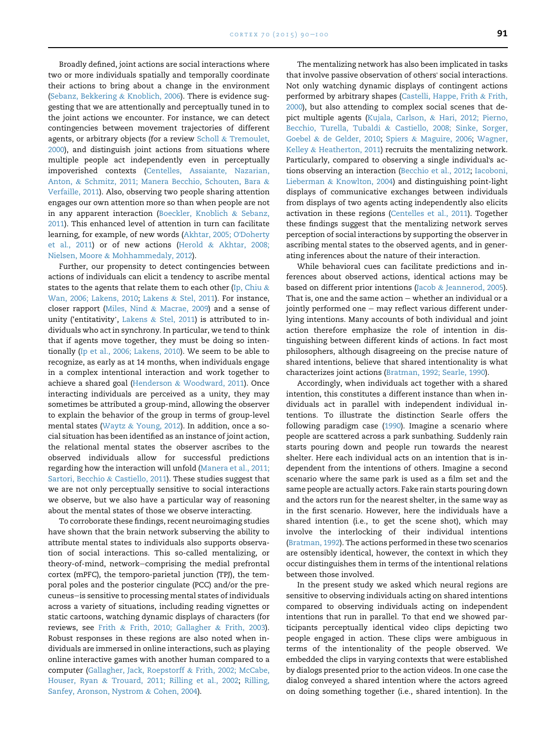Broadly defined, joint actions are social interactions where two or more individuals spatially and temporally coordinate their actions to bring about a change in the environment (Sebanz, Bekkering & Knoblich, 2006). There is evidence suggesting that we are attentionally and perceptually tuned in to the joint actions we encounter. For instance, we can detect contingencies between movement trajectories of different agents, or arbitrary objects (for a review Scholl & Tremoulet, 2000), and distinguish joint actions from situations where multiple people act independently even in perceptually impoverished contexts (Centelles, Assaiante, Nazarian, Anton, & Schmitz, 2011; Manera Becchio, Schouten, Bara & Verfaille, 2011). Also, observing two people sharing attention engages our own attention more so than when people are not in any apparent interaction (Boeckler, Knoblich & Sebanz, 2011). This enhanced level of attention in turn can facilitate learning, for example, of new words (Akhtar, 2005; O'Doherty et al., 2011) or of new actions (Herold & Akhtar, 2008; Nielsen, Moore & Mohhammedaly, 2012).

Further, our propensity to detect contingencies between actions of individuals can elicit a tendency to ascribe mental states to the agents that relate them to each other (Ip, Chiu & Wan, 2006; Lakens, 2010; Lakens & Stel, 2011). For instance, closer rapport (Miles, Nind & Macrae, 2009) and a sense of unity ('entitativity', Lakens & Stel, 2011) is attributed to individuals who act in synchrony. In particular, we tend to think that if agents move together, they must be doing so intentionally (Ip et al., 2006; Lakens, 2010). We seem to be able to recognize, as early as at 14 months, when individuals engage in a complex intentional interaction and work together to achieve a shared goal (Henderson & Woodward, 2011). Once interacting individuals are perceived as a unity, they may sometimes be attributed a group-mind, allowing the observer to explain the behavior of the group in terms of group-level mental states (Waytz & Young, 2012). In addition, once a social situation has been identified as an instance of joint action, the relational mental states the observer ascribes to the observed individuals allow for successful predictions regarding how the interaction will unfold (Manera et al., 2011; Sartori, Becchio & Castiello, 2011). These studies suggest that we are not only perceptually sensitive to social interactions we observe, but we also have a particular way of reasoning about the mental states of those we observe interacting.

To corroborate these findings, recent neuroimaging studies have shown that the brain network subserving the ability to attribute mental states to individuals also supports observation of social interactions. This so-called mentalizing, or theory-of-mind, network—comprising the medial prefrontal cortex (mPFC), the tempo-parietal junction (TPJ), the temporal poles and the posterior cingulate (PCC) and/or the precuneus—is sensitive to processing mental states of individuals across a variety of situations, including reading vignettes or static cartoons, watching dynamic displays of characters (for reviews, see Frith & Frith, 2010; Gallagher & Frith, 2003). Robust responses in these regions are also noted when individuals are immersed in online interactions, such as playing online interactive games with another human compared to a computer (Gallagher, Jack, Roepstorff & Frith, 2002; McCabe, Houser, Ryan & Trouard, 2011; Rilling et al., 2002; Rilling, Sanfey, Aronson, Nystrom & Cohen, 2004).

The mentalizing network has also been implicated in tasks that involve passive observation of others' social interactions. Not only watching dynamic displays of contingent actions performed by arbitrary shapes (Castelli, Happe, Frith & Frith, 2000), but also attending to complex social scenes that depict multiple agents (Kujala, Carlson, & Hari, 2012; Pierno, Becchio, Turella, Tubaldi & Castiello, 2008; Sinke, Sorger, Goebel & de Gelder, 2010; Spiers & Maguire, 2006; Wagner, Kelley & Heatherton, 2011) recruits the mentalizing network. Particularly, compared to observing a single individual's actions observing an interaction (Becchio et al., 2012; Iacoboni, Lieberman & Knowlton, 2004) and distinguishing point-light displays of communicative exchanges between individuals from displays of two agents acting independently also elicits activation in these regions (Centelles et al., 2011). Together these findings suggest that the mentalizing network serves perception of social interactions by supporting the observer in ascribing mental states to the observed agents, and in generating inferences about the nature of their interaction.

While behavioral cues can facilitate predictions and inferences about observed actions, identical actions may be based on different prior intentions (Jacob & Jeannerod, 2005). That is, one and the same action — whether an individual or a jointly performed one — may reflect various different underlying intentions. Many accounts of both individual and joint action therefore emphasize the role of intention in distinguishing between different kinds of actions. In fact most philosophers, although disagreeing on the precise nature of shared intentions, believe that shared intentionality is what characterizes joint actions (Bratman, 1992; Searle, 1990).

Accordingly, when individuals act together with a shared intention, this constitutes a different instance than when individuals act in parallel with independent individual intentions. To illustrate the distinction Searle offers the following paradigm case (1990). Imagine a scenario where people are scattered across a park sunbathing. Suddenly rain starts pouring down and people run towards the nearest shelter. Here each individual acts on an intention that is independent from the intentions of others. Imagine a second scenario where the same park is used as a film set and the same people are actually actors. Fake rain starts pouring down and the actors run for the nearest shelter, in the same way as in the first scenario. However, here the individuals have a shared intention (i.e., to get the scene shot), which may involve the interlocking of their individual intentions (Bratman, 1992). The actions performed in these two scenarios are ostensibly identical, however, the context in which they occur distinguishes them in terms of the intentional relations between those involved.

In the present study we asked which neural regions are sensitive to observing individuals acting on shared intentions compared to observing individuals acting on independent intentions that run in parallel. To that end we showed participants perceptually identical video clips depicting two people engaged in action. These clips were ambiguous in terms of the intentionality of the people observed. We embedded the clips in varying contexts that were established by dialogs presented prior to the action videos. In one case the dialog conveyed a shared intention where the actors agreed on doing something together (i.e., shared intention). In the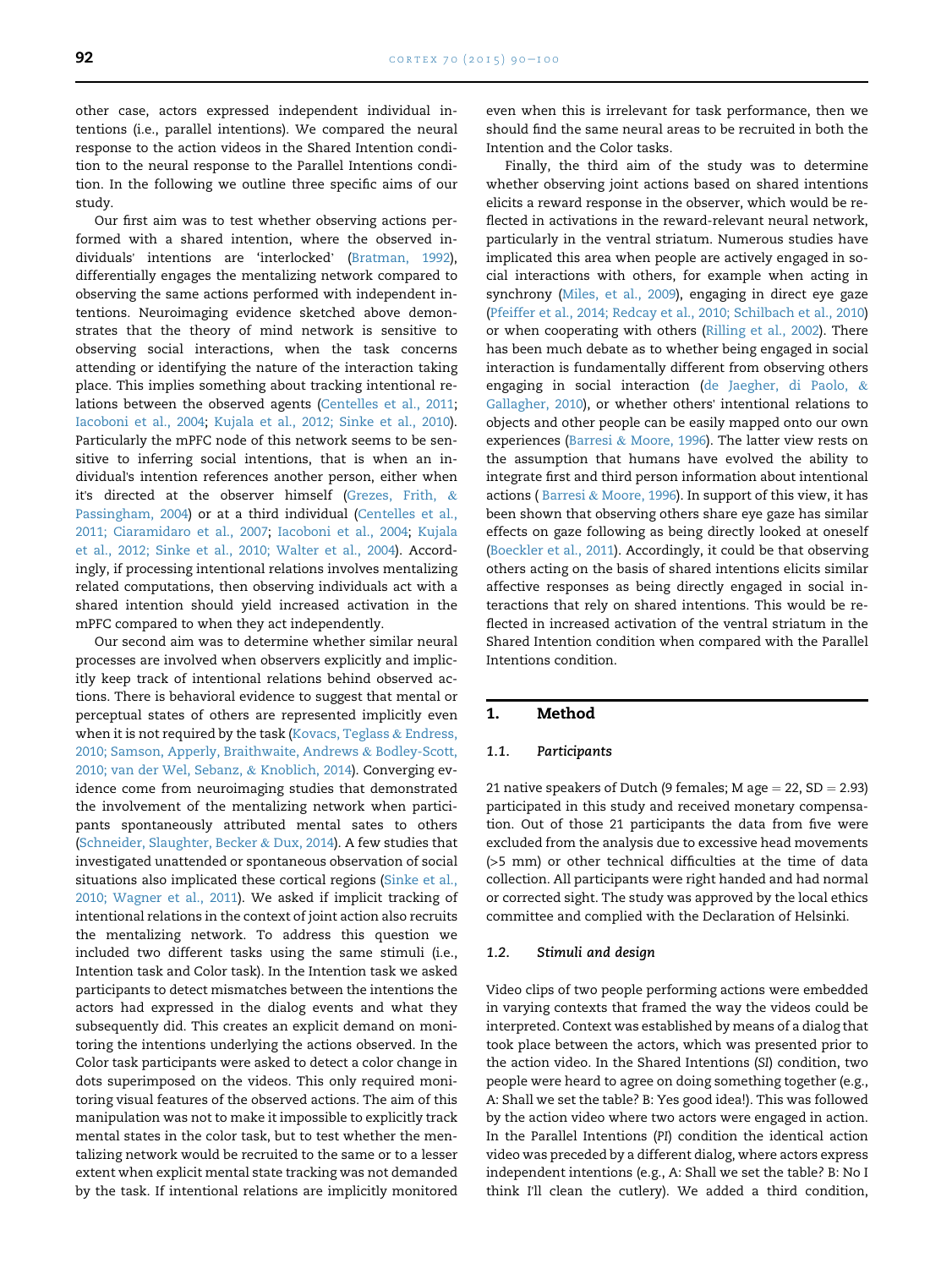other case, actors expressed independent individual intentions (i.e., parallel intentions). We compared the neural response to the action videos in the Shared Intention condition to the neural response to the Parallel Intentions condition. In the following we outline three specific aims of our study.

Our first aim was to test whether observing actions performed with a shared intention, where the observed individuals' intentions are 'interlocked' (Bratman, 1992), differentially engages the mentalizing network compared to observing the same actions performed with independent intentions. Neuroimaging evidence sketched above demonstrates that the theory of mind network is sensitive to observing social interactions, when the task concerns attending or identifying the nature of the interaction taking place. This implies something about tracking intentional relations between the observed agents (Centelles et al., 2011; Iacoboni et al., 2004; Kujala et al., 2012; Sinke et al., 2010). Particularly the mPFC node of this network seems to be sensitive to inferring social intentions, that is when an individual's intention references another person, either when it's directed at the observer himself (Grezes, Frith, & Passingham, 2004) or at a third individual (Centelles et al., 2011; Ciaramidaro et al., 2007; Iacoboni et al., 2004; Kujala et al., 2012; Sinke et al., 2010; Walter et al., 2004). Accordingly, if processing intentional relations involves mentalizing related computations, then observing individuals act with a shared intention should yield increased activation in the mPFC compared to when they act independently.

Our second aim was to determine whether similar neural processes are involved when observers explicitly and implicitly keep track of intentional relations behind observed actions. There is behavioral evidence to suggest that mental or perceptual states of others are represented implicitly even when it is not required by the task (Kovacs, Teglass & Endress, 2010; Samson, Apperly, Braithwaite, Andrews & Bodley-Scott, 2010; van der Wel, Sebanz, & Knoblich, 2014). Converging evidence come from neuroimaging studies that demonstrated the involvement of the mentalizing network when participants spontaneously attributed mental sates to others (Schneider, Slaughter, Becker & Dux, 2014). A few studies that investigated unattended or spontaneous observation of social situations also implicated these cortical regions (Sinke et al., 2010; Wagner et al., 2011). We asked if implicit tracking of intentional relations in the context of joint action also recruits the mentalizing network. To address this question we included two different tasks using the same stimuli (i.e., Intention task and Color task). In the Intention task we asked participants to detect mismatches between the intentions the actors had expressed in the dialog events and what they subsequently did. This creates an explicit demand on monitoring the intentions underlying the actions observed. In the Color task participants were asked to detect a color change in dots superimposed on the videos. This only required monitoring visual features of the observed actions. The aim of this manipulation was not to make it impossible to explicitly track mental states in the color task, but to test whether the mentalizing network would be recruited to the same or to a lesser extent when explicit mental state tracking was not demanded by the task. If intentional relations are implicitly monitored even when this is irrelevant for task performance, then we should find the same neural areas to be recruited in both the Intention and the Color tasks.

Finally, the third aim of the study was to determine whether observing joint actions based on shared intentions elicits a reward response in the observer, which would be reflected in activations in the reward-relevant neural network, particularly in the ventral striatum. Numerous studies have implicated this area when people are actively engaged in social interactions with others, for example when acting in synchrony (Miles, et al., 2009), engaging in direct eye gaze (Pfeiffer et al., 2014; Redcay et al., 2010; Schilbach et al., 2010) or when cooperating with others (Rilling et al., 2002). There has been much debate as to whether being engaged in social interaction is fundamentally different from observing others engaging in social interaction (de Jaegher, di Paolo, & Gallagher, 2010), or whether others' intentional relations to objects and other people can be easily mapped onto our own experiences (Barresi & Moore, 1996). The latter view rests on the assumption that humans have evolved the ability to integrate first and third person information about intentional actions ( Barresi & Moore, 1996). In support of this view, it has been shown that observing others share eye gaze has similar effects on gaze following as being directly looked at oneself (Boeckler et al., 2011). Accordingly, it could be that observing others acting on the basis of shared intentions elicits similar affective responses as being directly engaged in social interactions that rely on shared intentions. This would be reflected in increased activation of the ventral striatum in the Shared Intention condition when compared with the Parallel Intentions condition.

## 1. Method

### 1.1. Participants

21 native speakers of Dutch (9 females; M age = 22, SD = 2.93) participated in this study and received monetary compensation. Out of those 21 participants the data from five were excluded from the analysis due to excessive head movements (>5 mm) or other technical difficulties at the time of data collection. All participants were right handed and had normal or corrected sight. The study was approved by the local ethics committee and complied with the Declaration of Helsinki.

### 1.2. Stimuli and design

Video clips of two people performing actions were embedded in varying contexts that framed the way the videos could be interpreted. Context was established by means of a dialog that took place between the actors, which was presented prior to the action video. In the Shared Intentions (*SI*) condition, two people were heard to agree on doing something together (e.g., A: Shall we set the table? B: Yes good idea!). This was followed by the action video where two actors were engaged in action. In the Parallel Intentions (*PI*) condition the identical action video was preceded by a different dialog, where actors express independent intentions (e.g., A: Shall we set the table? B: No I think I'll clean the cutlery). We added a third condition,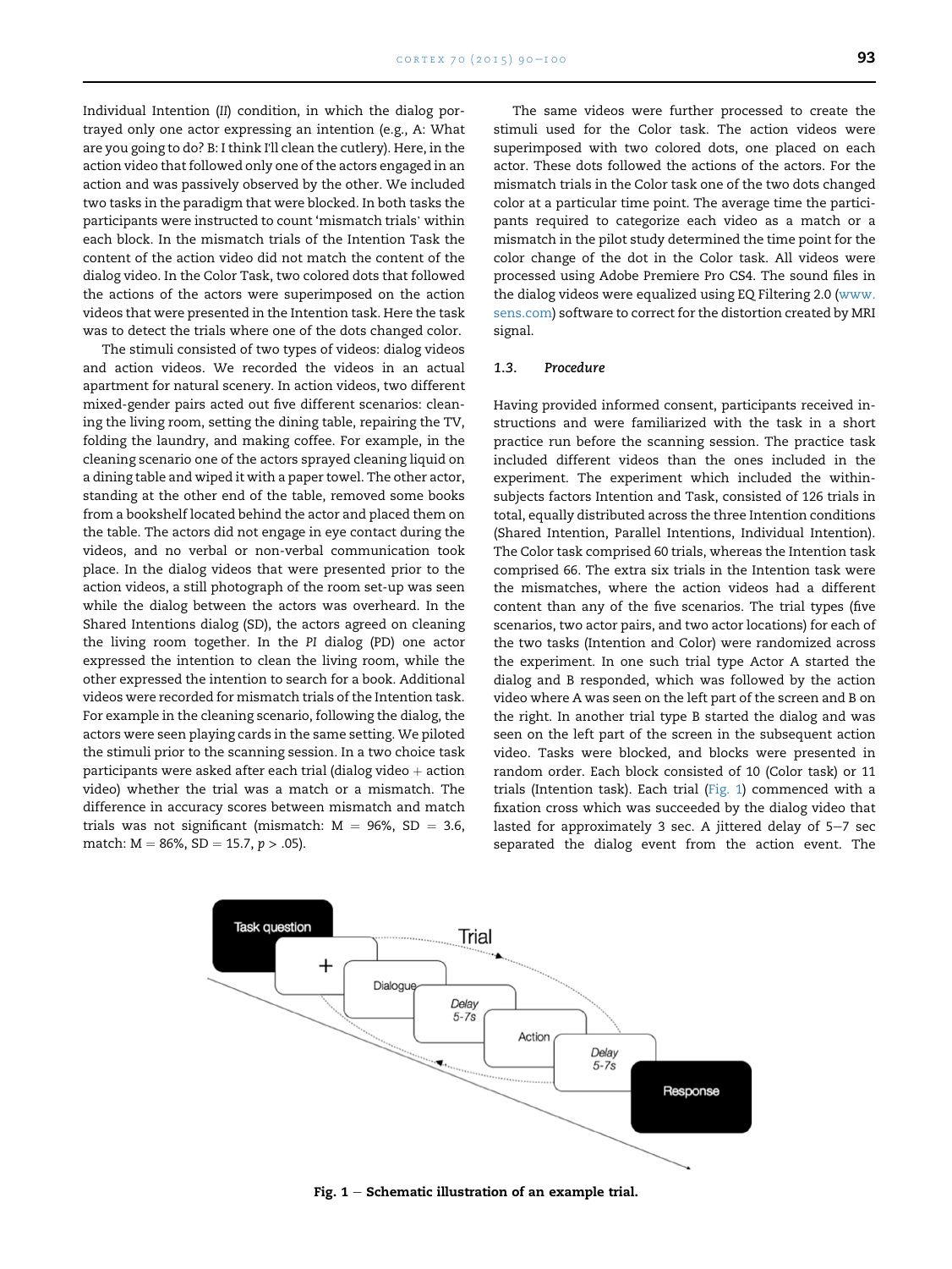Individual Intention (*II*) condition, in which the dialog portrayed only one actor expressing an intention (e.g., A: What are you going to do? B: I think I'll clean the cutlery). Here, in the action video that followed only one of the actors engaged in an action and was passively observed by the other. We included two tasks in the paradigm that were blocked. In both tasks the participants were instructed to count 'mismatch trials' within each block. In the mismatch trials of the Intention Task the content of the action video did not match the content of the dialog video. In the Color Task, two colored dots that followed the actions of the actors were superimposed on the action videos that were presented in the Intention task. Here the task was to detect the trials where one of the dots changed color.

The stimuli consisted of two types of videos: dialog videos and action videos. We recorded the videos in an actual apartment for natural scenery. In action videos, two different mixed-gender pairs acted out five different scenarios: cleaning the living room, setting the dining table, repairing the TV, folding the laundry, and making coffee. For example, in the cleaning scenario one of the actors sprayed cleaning liquid on a dining table and wiped it with a paper towel. The other actor, standing at the other end of the table, removed some books from a bookshelf located behind the actor and placed them on the table. The actors did not engage in eye contact during the videos, and no verbal or non-verbal communication took place. In the dialog videos that were presented prior to the action videos, a still photograph of the room set-up was seen while the dialog between the actors was overheard. In the Shared Intentions dialog (SD), the actors agreed on cleaning the living room together. In the *PI* dialog (PD) one actor expressed the intention to clean the living room, while the other expressed the intention to search for a book. Additional videos were recorded for mismatch trials of the Intention task. For example in the cleaning scenario, following the dialog, the actors were seen playing cards in the same setting. We piloted the stimuli prior to the scanning session. In a two choice task participants were asked after each trial (dialog video + action video) whether the trial was a match or a mismatch. The difference in accuracy scores between mismatch and match trials was not significant (mismatch: $M = 96\%$, $SD = 3.6$, match: $M = 86\%$, $SD = 15.7$, $p > .05$).

The same videos were further processed to create the stimuli used for the Color task. The action videos were superimposed with two colored dots, one placed on each actor. These dots followed the actions of the actors. For the mismatch trials in the Color task one of the two dots changed color at a particular time point. The average time the participants required to categorize each video as a match or a mismatch in the pilot study determined the time point for the color change of the dot in the Color task. All videos were processed using Adobe Premiere Pro CS4. The sound files in the dialog videos were equalized using EQ Filtering 2.0 (www.sens.com) software to correct for the distortion created by MRI signal.

### 1.3. Procedure

Having provided informed consent, participants received instructions and were familiarized with the task in a short practice run before the scanning session. The practice task included different videos than the ones included in the experiment. The experiment which included the within-subjects factors Intention and Task, consisted of 126 trials in total, equally distributed across the three Intention conditions (Shared Intention, Parallel Intentions, Individual Intention). The Color task comprised 60 trials, whereas the Intention task comprised 66. The extra six trials in the Intention task were the mismatches, where the action videos had a different content than any of the five scenarios. The trial types (five scenarios, two actor pairs, and two actor locations) for each of the two tasks (Intention and Color) were randomized across the experiment. In one such trial type Actor A started the dialog and B responded, which was followed by the action video where A was seen on the left part of the screen and B on the right. In another trial type B started the dialog and was seen on the left part of the screen in the subsequent action video. Tasks were blocked, and blocks were presented in random order. Each block consisted of 10 (Color task) or 11 trials (Intention task). Each trial (Fig. 1) commenced with a fixation cross which was succeeded by the dialog video that lasted for approximately 3 sec. A jittered delay of 5–7 sec separated the dialog event from the action event. The

Task question
+
Dialogue
Delay 5-7s
Action
Delay 5-7s
Response
Trial

**Fig. 1 – Schematic illustration of an example trial.**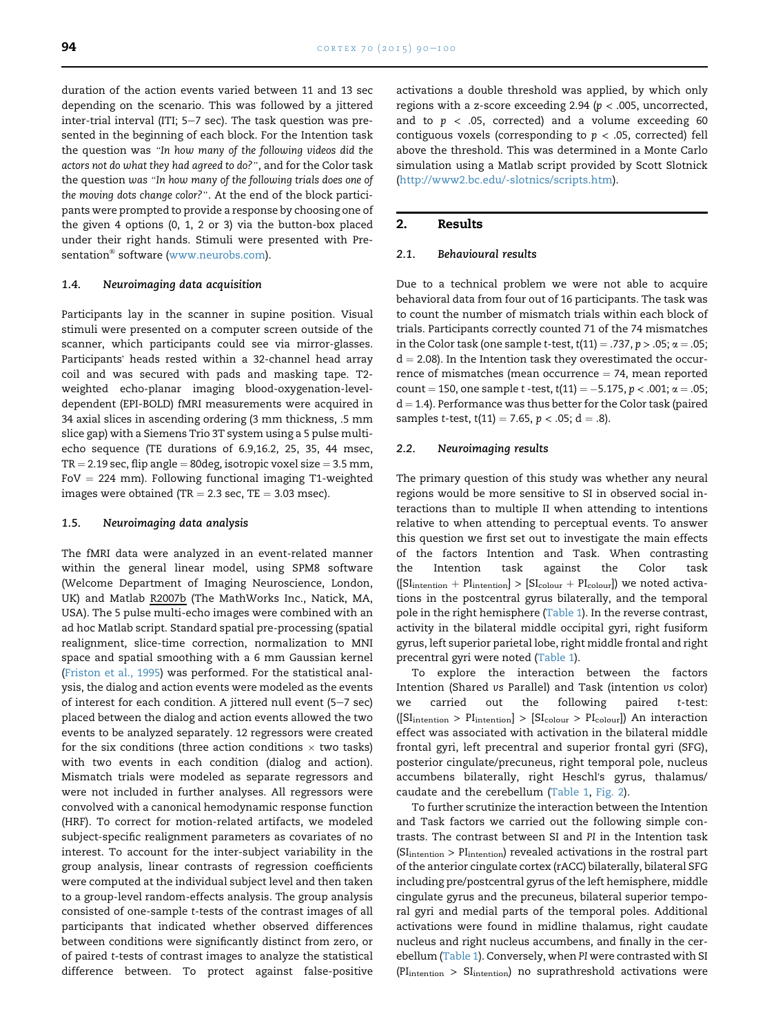duration of the action events varied between 11 and 13 sec depending on the scenario. This was followed by a jittered inter-trial interval (ITI; 5–7 sec). The task question was presented in the beginning of each block. For the Intention task the question was *"In how many of the following videos did the actors not do what they had agreed to do?"*, and for the Color task the question was *"In how many of the following trials does one of the moving dots change color?"*. At the end of the block participants were prompted to provide a response by choosing one of the given 4 options (0, 1, 2 or 3) via the button-box placed under their right hands. Stimuli were presented with Presentation® software (www.neurobs.com).

### 1.4. Neuroimaging data acquisition

Participants lay in the scanner in supine position. Visual stimuli were presented on a computer screen outside of the scanner, which participants could see via mirror-glasses. Participants' heads rested within a 32-channel head array coil and was secured with pads and masking tape. T2-weighted echo-planar imaging blood-oxygenation-level-dependent (EPI-BOLD) fMRI measurements were acquired in 34 axial slices in ascending ordering (3 mm thickness, .5 mm slice gap) with a Siemens Trio 3T system using a 5 pulse multi-echo sequence (TE durations of 6.9,16.2, 25, 35, 44 msec, TR = 2.19 sec, flip angle = 80deg, isotropic voxel size = 3.5 mm, FoV = 224 mm). Following functional imaging T1-weighted images were obtained (TR = 2.3 sec, TE = 3.03 msec).

### 1.5. Neuroimaging data analysis

The fMRI data were analyzed in an event-related manner within the general linear model, using SPM8 software (Welcome Department of Imaging Neuroscience, London, UK) and Matlab R2007b (The MathWorks Inc., Natick, MA, USA). The 5 pulse multi-echo images were combined with an ad hoc Matlab script. Standard spatial pre-processing (spatial realignment, slice-time correction, normalization to MNI space and spatial smoothing with a 6 mm Gaussian kernel (Friston et al., 1995) was performed. For the statistical analysis, the dialog and action events were modeled as the events of interest for each condition. A jittered null event (5–7 sec) placed between the dialog and action events allowed the two events to be analyzed separately. 12 regressors were created for the six conditions (three action conditions × two tasks) with two events in each condition (dialog and action). Mismatch trials were modeled as separate regressors and were not included in further analyses. All regressors were convolved with a canonical hemodynamic response function (HRF). To correct for motion-related artifacts, we modeled subject-specific realignment parameters as covariates of no interest. To account for the inter-subject variability in the group analysis, linear contrasts of regression coefficients were computed at the individual subject level and then taken to a group-level random-effects analysis. The group analysis consisted of one-sample t-tests of the contrast images of all participants that indicated whether observed differences between conditions were significantly distinct from zero, or of paired t-tests of contrast images to analyze the statistical difference between. To protect against false-positive activations a double threshold was applied, by which only regions with a z-score exceeding 2.94 ($p < .005$, uncorrected, and to $p < .05$, corrected) and a volume exceeding 60 contiguous voxels (corresponding to $p < .05$, corrected) fell above the threshold. This was determined in a Monte Carlo simulation using a Matlab script provided by Scott Slotnick (http://www2.bc.edu/-slotnics/scripts.htm).

## 2. Results

### 2.1. Behavioural results

Due to a technical problem we were not able to acquire behavioral data from four out of 16 participants. The task was to count the number of mismatch trials within each block of trials. Participants correctly counted 71 of the 74 mismatches in the Color task (one sample t-test, $t(11) = .737$, $p > .05$; $\alpha = .05$; $d = 2.08$). In the Intention task they overestimated the occurrence of mismatches (mean occurrence = 74, mean reported count = 150, one sample t -test, $t(11) = -5.175$, $p < .001$; $\alpha = .05$; $d = 1.4$). Performance was thus better for the Color task (paired samples t-test, $t(11) = 7.65$, $p < .05$; $d = .8$).

### 2.2. Neuroimaging results

The primary question of this study was whether any neural regions would be more sensitive to SI in observed social interactions than to multiple II when attending to intentions relative to when attending to perceptual events. To answer this question we first set out to investigate the main effects of the factors Intention and Task. When contrasting the Intention task against the Color task ($[SI_{intention} + PI_{intention}] > [SI_{colour} + PI_{colour}]$) we noted activations in the postcentral gyrus bilaterally, and the temporal pole in the right hemisphere (Table 1). In the reverse contrast, activity in the bilateral middle occipital gyri, right fusiform gyrus, left superior parietal lobe, right middle frontal and right precentral gyri were noted (Table 1).

To explore the interaction between the factors Intention (Shared *vs* Parallel) and Task (intention *vs* color) we carried out the following paired t-test: ($[SI_{intention} > PI_{intention}] > [SI_{colour} > PI_{colour}]$) An interaction effect was associated with activation in the bilateral middle frontal gyri, left precentral and superior frontal gyri (SFG), posterior cingulate/precuneus, right temporal pole, nucleus accumbens bilaterally, right Heschl's gyrus, thalamus/caudate and the cerebellum (Table 1, Fig. 2).

To further scrutinize the interaction between the Intention and Task factors we carried out the following simple contrasts. The contrast between SI and *PI* in the Intention task ($SI_{intention} > PI_{intention}$) revealed activations in the rostral part of the anterior cingulate cortex (rACC) bilaterally, bilateral SFG including pre/postcentral gyrus of the left hemisphere, middle cingulate gyrus and the precuneus, bilateral superior temporal gyri and medial parts of the temporal poles. Additional activations were found in midline thalamus, right caudate nucleus and right nucleus accumbens, and finally in the cerebellum (Table 1). Conversely, when *PI* were contrasted with SI ($PI_{intention} > SI_{intention}$) no suprathreshold activations were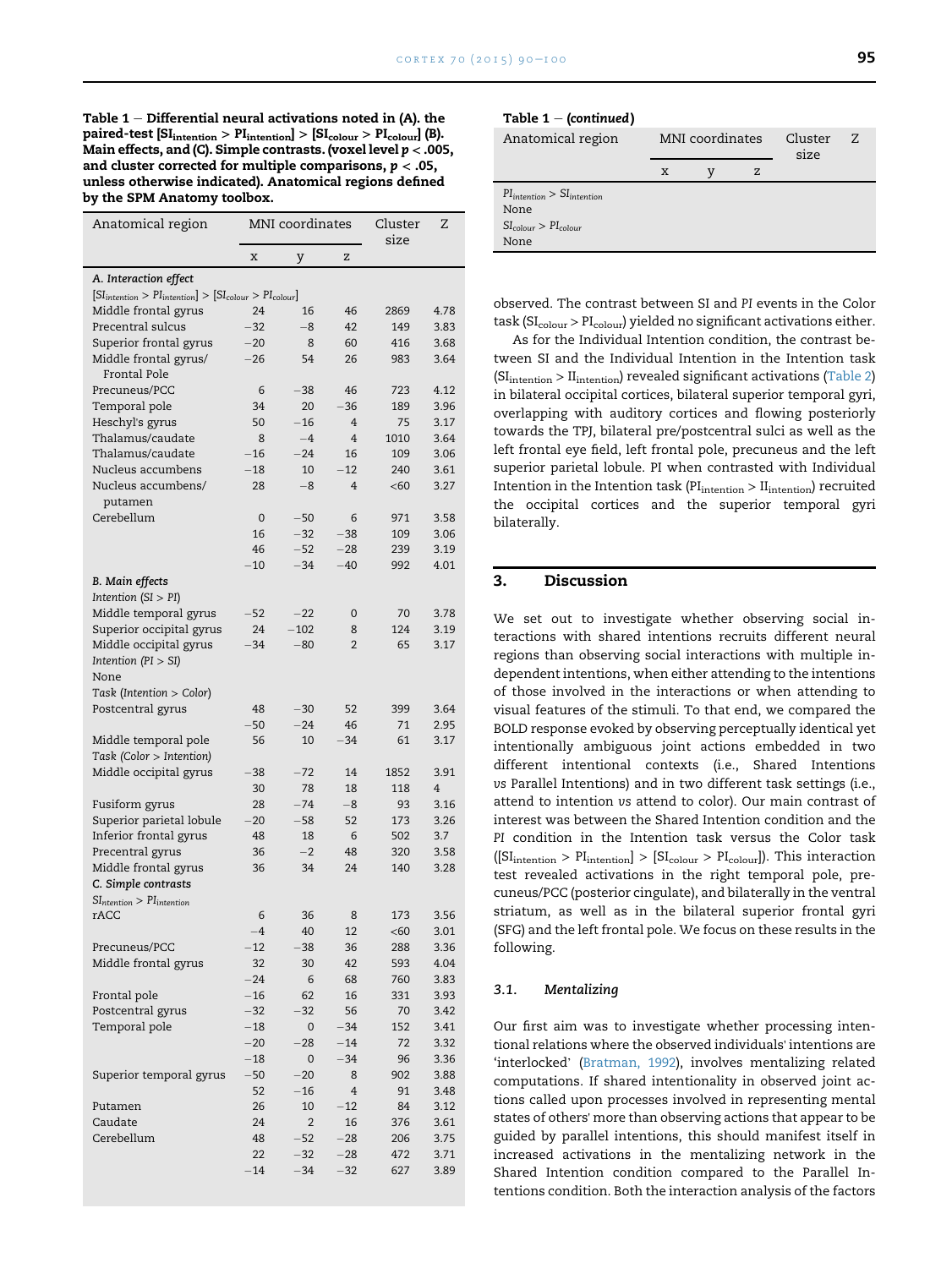**Table 1 – Differential neural activations noted in (A). the paired-test [$SI_{intention} > PI_{intention}$] > [$SI_{colour} > PI_{colour}$] (B). Main effects, and (C). Simple contrasts. (voxel level $p < .005$, and cluster corrected for multiple comparisons, $p < .05$, unless otherwise indicated). Anatomical regions defined by the SPM Anatomy toolbox.**

| Anatomical region | MNI coordinates | | | Cluster size | Z |
|---|---|---|---|---|---|
| | x | y | z | | |
| ***A. Interaction effect*** | | | | | |
| *[$SI_{intention} > PI_{intention}$] > [$SI_{colour} > PI_{colour}$]* | | | | | |
| Middle frontal gyrus | 24 | 16 | 46 | 2869 | 4.78 |
| Precentral sulcus | −32 | −8 | 42 | 149 | 3.83 |
| Superior frontal gyrus | −20 | 8 | 60 | 416 | 3.68 |
| Middle frontal gyrus/ Frontal Pole | −26 | 54 | 26 | 983 | 3.64 |
| Precuneus/PCC | 6 | −38 | 46 | 723 | 4.12 |
| Temporal pole | 34 | 20 | −36 | 189 | 3.96 |
| Heschyl's gyrus | 50 | −16 | 4 | 75 | 3.17 |
| Thalamus/caudate | 8 | −4 | 4 | 1010 | 3.64 |
| Thalamus/caudate | −16 | −24 | 16 | 109 | 3.06 |
| Nucleus accumbens | −18 | 10 | −12 | 240 | 3.61 |
| Nucleus accumbens/ putamen | 28 | −8 | 4 | <60 | 3.27 |
| Cerebellum | 0 | −50 | 6 | 971 | 3.58 |
| | 16 | −32 | −38 | 109 | 3.06 |
| | 46 | −52 | −28 | 239 | 3.19 |
| | −10 | −34 | −40 | 992 | 4.01 |
| ***B. Main effects*** | | | | | |
| *Intention (SI > PI)* | | | | | |
| Middle temporal gyrus | −52 | −22 | 0 | 70 | 3.78 |
| Superior occipital gyrus | 24 | −102 | 8 | 124 | 3.19 |
| Middle occipital gyrus | −34 | −80 | 2 | 65 | 3.17 |
| *Intention (PI > SI)* | | | | | |
| None | | | | | |
| *Task (Intention > Color)* | | | | | |
| Postcentral gyrus | 48 | −30 | 52 | 399 | 3.64 |
| | −50 | −24 | 46 | 71 | 2.95 |
| Middle temporal pole | 56 | 10 | −34 | 61 | 3.17 |
| *Task (Color > Intention)* | | | | | |
| Middle occipital gyrus | −38 | −72 | 14 | 1852 | 3.91 |
| | 30 | 78 | 18 | 118 | 4 |
| Fusiform gyrus | 28 | −74 | −8 | 93 | 3.16 |
| Superior parietal lobule | −20 | −58 | 52 | 173 | 3.26 |
| Inferior frontal gyrus | 48 | 18 | 6 | 502 | 3.7 |
| Precentral gyrus | 36 | −2 | 48 | 320 | 3.58 |
| Middle frontal gyrus | 36 | 34 | 24 | 140 | 3.28 |
| ***C. Simple contrasts*** | | | | | |
| *$SI_{ntention} > PI_{intention}$* | | | | | |
| rACC | 6 | 36 | 8 | 173 | 3.56 |
| | −4 | 40 | 12 | <60 | 3.01 |
| Precuneus/PCC | −12 | −38 | 36 | 288 | 3.36 |
| Middle frontal gyrus | 32 | 30 | 42 | 593 | 4.04 |
| | −24 | 6 | 68 | 760 | 3.83 |
| Frontal pole | −16 | 62 | 16 | 331 | 3.93 |
| Postcentral gyrus | −32 | −32 | 56 | 70 | 3.42 |
| Temporal pole | −18 | 0 | −34 | 152 | 3.41 |
| | −20 | −28 | −14 | 72 | 3.32 |
| | −18 | 0 | −34 | 96 | 3.36 |
| Superior temporal gyrus | −50 | −20 | 8 | 902 | 3.88 |
| | 52 | −16 | 4 | 91 | 3.48 |
| Putamen | 26 | 10 | −12 | 84 | 3.12 |
| Caudate | 24 | 2 | 16 | 376 | 3.61 |
| Cerebellum | 48 | −52 | −28 | 206 | 3.75 |
| | 22 | −32 | −28 | 472 | 3.71 |
| | −14 | −34 | −32 | 627 | 3.89 |
| *$PI_{intention} > SI_{intention}$* | | | | | |
| None | | | | | |
| *$SI_{colour} > PI_{colour}$* | | | | | |
| None | | | | | |

observed. The contrast between SI and *PI* events in the Color task ($SI_{colour} > PI_{colour}$) yielded no significant activations either.

As for the Individual Intention condition, the contrast between SI and the Individual Intention in the Intention task ($SI_{intention} > II_{intention}$) revealed significant activations (Table 2) in bilateral occipital cortices, bilateral superior temporal gyri, overlapping with auditory cortices and flowing posteriorly towards the TPJ, bilateral pre/postcentral sulci as well as the left frontal eye field, left frontal pole, precuneus and the left superior parietal lobule. PI when contrasted with Individual Intention in the Intention task ($PI_{intention} > II_{intention}$) recruited the occipital cortices and the superior temporal gyri bilaterally.

## 3. Discussion

We set out to investigate whether observing social interactions with shared intentions recruits different neural regions than observing social interactions with multiple independent intentions, when either attending to the intentions of those involved in the interactions or when attending to visual features of the stimuli. To that end, we compared the BOLD response evoked by observing perceptually identical yet intentionally ambiguous joint actions embedded in two different intentional contexts (i.e., Shared Intentions *vs* Parallel Intentions) and in two different task settings (i.e., attend to intention *vs* attend to color). Our main contrast of interest was between the Shared Intention condition and the *PI* condition in the Intention task versus the Color task ([$SI_{intention} > PI_{intention}$] > [$SI_{colour} > PI_{colour}$]). This interaction test revealed activations in the right temporal pole, precuneus/PCC (posterior cingulate), and bilaterally in the ventral striatum, as well as in the bilateral superior frontal gyri (SFG) and the left frontal pole. We focus on these results in the following.

### 3.1. Mentalizing

Our first aim was to investigate whether processing intentional relations where the observed individuals' intentions are 'interlocked' (Bratman, 1992), involves mentalizing related computations. If shared intentionality in observed joint actions called upon processes involved in representing mental states of others' more than observing actions that appear to be guided by parallel intentions, this should manifest itself in increased activations in the mentalizing network in the Shared Intention condition compared to the Parallel Intentions condition. Both the interaction analysis of the factors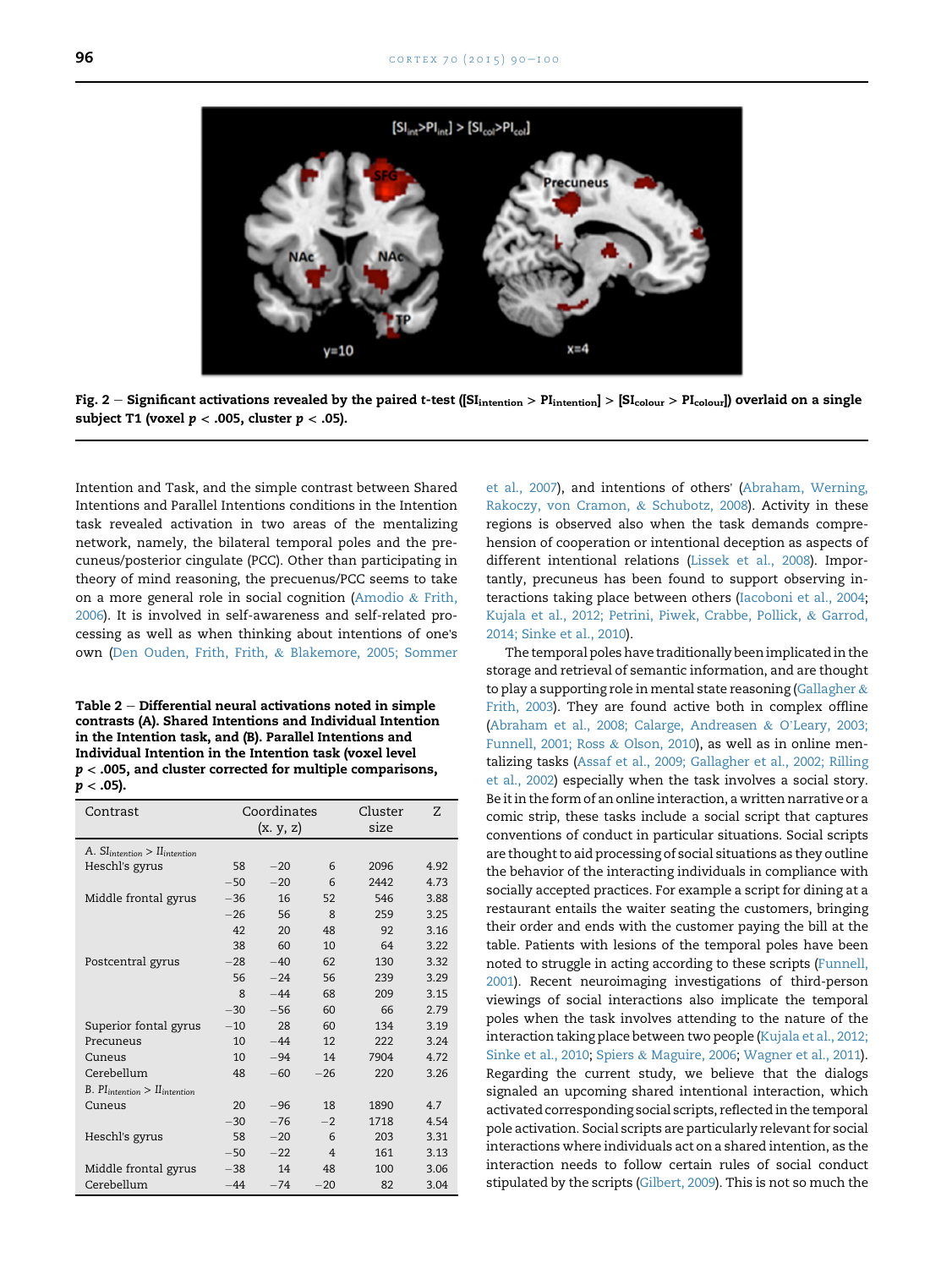Fig. 2 — Significant activations revealed by the paired *t*-test ([$SI_{intention}$ > $PI_{intention}$] > [$SI_{colour}$ > $PI_{colour}$]) overlaid on a single subject T1 (voxel $p < .005$, cluster $p < .05$).

Intention and Task, and the simple contrast between Shared Intentions and Parallel Intentions conditions in the Intention task revealed activation in two areas of the mentalizing network, namely, the bilateral temporal poles and the precuneus/posterior cingulate (PCC). Other than participating in theory of mind reasoning, the precuenus/PCC seems to take on a more general role in social cognition (Amodio & Frith, 2006). It is involved in self-awareness and self-related processing as well as when thinking about intentions of one's own (Den Ouden, Frith, Frith, & Blakemore, 2005; Sommer et al., 2007), and intentions of others' (Abraham, Werning, Rakoczy, von Cramon, & Schubotz, 2008). Activity in these regions is observed also when the task demands comprehension of cooperation or intentional deception as aspects of different intentional relations (Lissek et al., 2008). Importantly, precuneus has been found to support observing interactions taking place between others (Iacoboni et al., 2004; Kujala et al., 2012; Petrini, Piwek, Crabbe, Pollick, & Garrod, 2014; Sinke et al., 2010).

**Table 2 — Differential neural activations noted in simple contrasts (A). Shared Intentions and Individual Intention in the Intention task, and (B). Parallel Intentions and Individual Intention in the Intention task (voxel level $p < .005$, and cluster corrected for multiple comparisons, $p < .05$).**

| Contrast | Coordinates (x. y, z) | | | Cluster size | Z |
|---|---|---|---|---|---|
| *A. $SI_{intention}$ > $II_{intention}$* | | | | | |
| Heschl's gyrus | 58 | −20 | 6 | 2096 | 4.92 |
| | −50 | −20 | 6 | 2442 | 4.73 |
| Middle frontal gyrus | −36 | 16 | 52 | 546 | 3.88 |
| | −26 | 56 | 8 | 259 | 3.25 |
| | 42 | 20 | 48 | 92 | 3.16 |
| | 38 | 60 | 10 | 64 | 3.22 |
| Postcentral gyrus | −28 | −40 | 62 | 130 | 3.32 |
| | 56 | −24 | 56 | 239 | 3.29 |
| | 8 | −44 | 68 | 209 | 3.15 |
| | −30 | −56 | 60 | 66 | 2.79 |
| Superior fontal gyrus | −10 | 28 | 60 | 134 | 3.19 |
| Precuneus | 10 | −44 | 12 | 222 | 3.24 |
| Cuneus | 10 | −94 | 14 | 7904 | 4.72 |
| Cerebellum | 48 | −60 | −26 | 220 | 3.26 |
| *B. $PI_{intention}$ > $II_{intention}$* | | | | | |
| Cuneus | 20 | −96 | 18 | 1890 | 4.7 |
| | −30 | −76 | −2 | 1718 | 4.54 |
| Heschl's gyrus | 58 | −20 | 6 | 203 | 3.31 |
| | −50 | −22 | 4 | 161 | 3.13 |
| Middle frontal gyrus | −38 | 14 | 48 | 100 | 3.06 |
| Cerebellum | −44 | −74 | −20 | 82 | 3.04 |

The temporal poles have traditionally been implicated in the storage and retrieval of semantic information, and are thought to play a supporting role in mental state reasoning (Gallagher & Frith, 2003). They are found active both in complex offline (Abraham et al., 2008; Calarge, Andreasen & O'Leary, 2003; Funnell, 2001; Ross & Olson, 2010), as well as in online mentalizing tasks (Assaf et al., 2009; Gallagher et al., 2002; Rilling et al., 2002) especially when the task involves a social story. Be it in the form of an online interaction, a written narrative or a comic strip, these tasks include a social script that captures conventions of conduct in particular situations. Social scripts are thought to aid processing of social situations as they outline the behavior of the interacting individuals in compliance with socially accepted practices. For example a script for dining at a restaurant entails the waiter seating the customers, bringing their order and ends with the customer paying the bill at the table. Patients with lesions of the temporal poles have been noted to struggle in acting according to these scripts (Funnell, 2001). Recent neuroimaging investigations of third-person viewings of social interactions also implicate the temporal poles when the task involves attending to the nature of the interaction taking place between two people (Kujala et al., 2012; Sinke et al., 2010; Spiers & Maguire, 2006; Wagner et al., 2011). Regarding the current study, we believe that the dialogs signaled an upcoming shared intentional interaction, which activated corresponding social scripts, reflected in the temporal pole activation. Social scripts are particularly relevant for social interactions where individuals act on a shared intention, as the interaction needs to follow certain rules of social conduct stipulated by the scripts (Gilbert, 2009). This is not so much the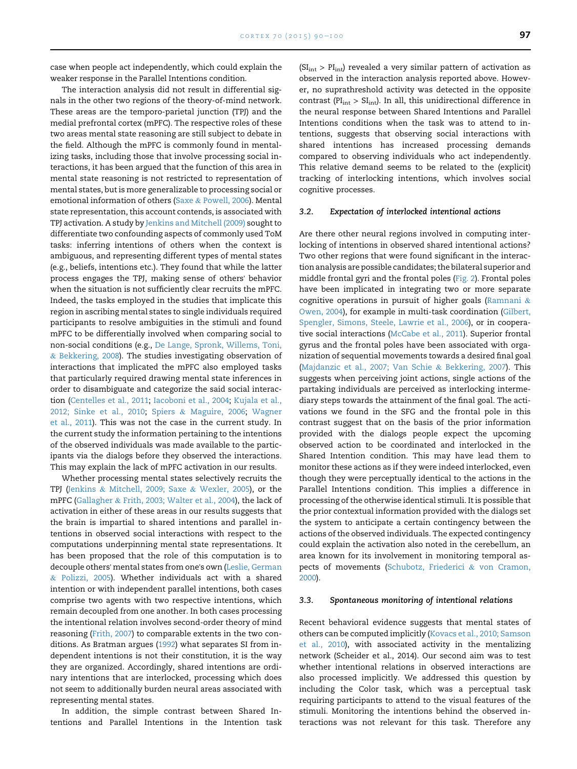case when people act independently, which could explain the weaker response in the Parallel Intentions condition.

The interaction analysis did not result in differential signals in the other two regions of the theory-of-mind network. These areas are the temporo-parietal junction (TPJ) and the medial prefrontal cortex (mPFC). The respective roles of these two areas mental state reasoning are still subject to debate in the field. Although the mPFC is commonly found in mentalizing tasks, including those that involve processing social interactions, it has been argued that the function of this area in mental state reasoning is not restricted to representation of mental states, but is more generalizable to processing social or emotional information of others (Saxe & Powell, 2006). Mental state representation, this account contends, is associated with TPJ activation. A study by Jenkins and Mitchell (2009) sought to differentiate two confounding aspects of commonly used ToM tasks: inferring intentions of others when the context is ambiguous, and representing different types of mental states (e.g., beliefs, intentions etc.). They found that while the latter process engages the TPJ, making sense of others' behavior when the situation is not sufficiently clear recruits the mPFC. Indeed, the tasks employed in the studies that implicate this region in ascribing mental states to single individuals required participants to resolve ambiguities in the stimuli and found mPFC to be differentially involved when comparing social to non-social conditions (e.g., De Lange, Spronk, Willems, Toni, & Bekkering, 2008). The studies investigating observation of interactions that implicated the mPFC also employed tasks that particularly required drawing mental state inferences in order to disambiguate and categorize the said social interaction (Centelles et al., 2011; Iacoboni et al., 2004; Kujala et al., 2012; Sinke et al., 2010; Spiers & Maguire, 2006; Wagner et al., 2011). This was not the case in the current study. In the current study the information pertaining to the intentions of the observed individuals was made available to the participants via the dialogs before they observed the interactions. This may explain the lack of mPFC activation in our results.

Whether processing mental states selectively recruits the TPJ (Jenkins & Mitchell, 2009; Saxe & Wexler, 2005), or the mPFC (Gallagher & Frith, 2003; Walter et al., 2004), the lack of activation in either of these areas in our results suggests that the brain is impartial to shared intentions and parallel intentions in observed social interactions with respect to the computations underpinning mental state representations. It has been proposed that the role of this computation is to decouple others' mental states from one's own (Leslie, German & Polizzi, 2005). Whether individuals act with a shared intention or with independent parallel intentions, both cases comprise two agents with two respective intentions, which remain decoupled from one another. In both cases processing the intentional relation involves second-order theory of mind reasoning (Frith, 2007) to comparable extents in the two conditions. As Bratman argues (1992) what separates SI from independent intentions is not their constitution, it is the way they are organized. Accordingly, shared intentions are ordinary intentions that are interlocked, processing which does not seem to additionally burden neural areas associated with representing mental states.

In addition, the simple contrast between Shared Intentions and Parallel Intentions in the Intention task ($SI_{int} > PI_{int}$) revealed a very similar pattern of activation as observed in the interaction analysis reported above. However, no suprathreshold activity was detected in the opposite contrast ($PI_{int} > SI_{int}$). In all, this unidirectional difference in the neural response between Shared Intentions and Parallel Intentions conditions when the task was to attend to intentions, suggests that observing social interactions with shared intentions has increased processing demands compared to observing individuals who act independently. This relative demand seems to be related to the (explicit) tracking of interlocking intentions, which involves social cognitive processes.

### 3.2. *Expectation of interlocked intentional actions*

Are there other neural regions involved in computing interlocking of intentions in observed shared intentional actions? Two other regions that were found significant in the interaction analysis are possible candidates; the bilateral superior and middle frontal gyri and the frontal poles (Fig. 2). Frontal poles have been implicated in integrating two or more separate cognitive operations in pursuit of higher goals (Ramnani & Owen, 2004), for example in multi-task coordination (Gilbert, Spengler, Simons, Steele, Lawrie et al., 2006), or in cooperative social interactions (McCabe et al., 2011). Superior frontal gyrus and the frontal poles have been associated with organization of sequential movements towards a desired final goal (Majdanzic et al., 2007; Van Schie & Bekkering, 2007). This suggests when perceiving joint actions, single actions of the partaking individuals are perceived as interlocking intermediary steps towards the attainment of the final goal. The activations we found in the SFG and the frontal pole in this contrast suggest that on the basis of the prior information provided with the dialogs people expect the upcoming observed action to be coordinated and interlocked in the Shared Intention condition. This may have lead them to monitor these actions as if they were indeed interlocked, even though they were perceptually identical to the actions in the Parallel Intentions condition. This implies a difference in processing of the otherwise identical stimuli. It is possible that the prior contextual information provided with the dialogs set the system to anticipate a certain contingency between the actions of the observed individuals. The expected contingency could explain the activation also noted in the cerebellum, an area known for its involvement in monitoring temporal aspects of movements (Schubotz, Friederici & von Cramon, 2000).

### 3.3. *Spontaneous monitoring of intentional relations*

Recent behavioral evidence suggests that mental states of others can be computed implicitly (Kovacs et al., 2010; Samson et al., 2010), with associated activity in the mentalizing network (Scheider et al., 2014). Our second aim was to test whether intentional relations in observed interactions are also processed implicitly. We addressed this question by including the Color task, which was a perceptual task requiring participants to attend to the visual features of the stimuli. Monitoring the intentions behind the observed interactions was not relevant for this task. Therefore any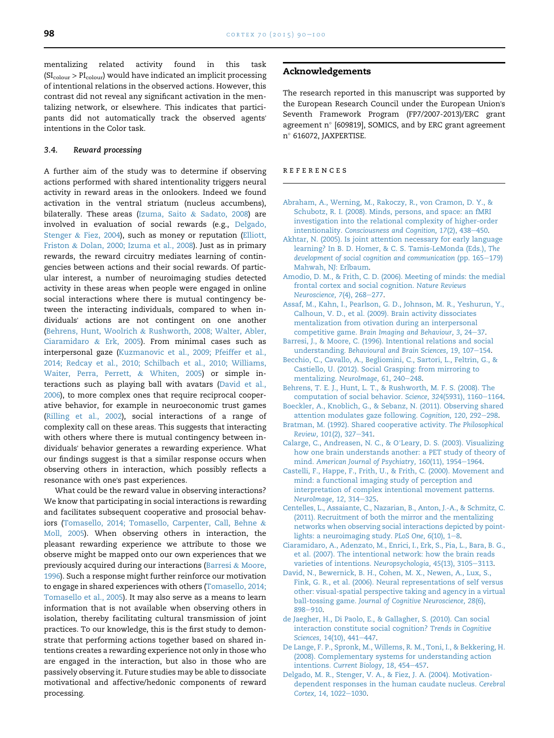mentalizing related activity found in this task ($SI_{colour} > PI_{colour}$) would have indicated an implicit processing of intentional relations in the observed actions. However, this contrast did not reveal any significant activation in the mentalizing network, or elsewhere. This indicates that participants did not automatically track the observed agents' intentions in the Color task.

### 3.4. Reward processing

A further aim of the study was to determine if observing actions performed with shared intentionality triggers neural activity in reward areas in the onlookers. Indeed we found activation in the ventral striatum (nucleus accumbens), bilaterally. These areas (Izuma, Saito & Sadato, 2008) are involved in evaluation of social rewards (e.g., Delgado, Stenger & Fiez, 2004), such as money or reputation (Elliott, Friston & Dolan, 2000; Izuma et al., 2008). Just as in primary rewards, the reward circuitry mediates learning of contingencies between actions and their social rewards. Of particular interest, a number of neuroimaging studies detected activity in these areas when people were engaged in online social interactions where there is mutual contingency between the interacting individuals, compared to when individuals' actions are not contingent on one another (Behrens, Hunt, Woolrich & Rushworth, 2008; Walter, Abler, Ciaramidaro & Erk, 2005). From minimal cases such as interpersonal gaze (Kuzmanovic et al., 2009; Pfeiffer et al., 2014; Redcay et al., 2010; Schilbach et al., 2010; Williams, Waiter, Perra, Perrett, & Whiten, 2005) or simple interactions such as playing ball with avatars (David et al., 2006), to more complex ones that require reciprocal cooperative behavior, for example in neuroeconomic trust games (Rilling et al., 2002), social interactions of a range of complexity call on these areas. This suggests that interacting with others where there is mutual contingency between individuals' behavior generates a rewarding experience. What our findings suggest is that a similar response occurs when observing others in interaction, which possibly reflects a resonance with one's past experiences.

What could be the reward value in observing interactions? We know that participating in social interactions is rewarding and facilitates subsequent cooperative and prosocial behaviors (Tomasello, 2014; Tomasello, Carpenter, Call, Behne & Moll, 2005). When observing others in interaction, the pleasant rewarding experience we attribute to those we observe might be mapped onto our own experiences that we previously acquired during our interactions (Barresi & Moore, 1996). Such a response might further reinforce our motivation to engage in shared experiences with others (Tomasello, 2014; Tomasello et al., 2005). It may also serve as a means to learn information that is not available when observing others in isolation, thereby facilitating cultural transmission of joint practices. To our knowledge, this is the first study to demonstrate that performing actions together based on shared intentions creates a rewarding experience not only in those who are engaged in the interaction, but also in those who are passively observing it. Future studies may be able to dissociate motivational and affective/hedonic components of reward processing.

## Acknowledgements

The research reported in this manuscript was supported by the European Research Council under the European Union's Seventh Framework Program (FP7/2007-2013)/ERC grant agreement n° [609819], SOMICS, and by ERC grant agreement n° 616072, JAXPERTISE.

## REFERENCES

Abraham, A., Werning, M., Rakoczy, R., von Cramon, D. Y., & Schubotz, R. I. (2008). Minds, persons, and space: an fMRI investigation into the relational complexity of higher-order intentionality. *Consciousness and Cognition, 17*(2), 438–450.

Akhtar, N. (2005). Is joint attention necessary for early language learning? In B. D. Homer, & C. S. Tamis-LeMonda (Eds.), *The development of social cognition and communication* (pp. 165–179) Mahwah, NJ: Erlbaum.

Amodio, D. M., & Frith, C. D. (2006). Meeting of minds: the medial frontal cortex and social cognition. *Nature Reviews Neuroscience, 7*(4), 268–277.

Assaf, M., Kahn, I., Pearlson, G. D., Johnson, M. R., Yeshurun, Y., Calhoun, V. D., et al. (2009). Brain activity dissociates mentalization from otivation during an interpersonal competitive game. *Brain Imaging and Behaviour, 3*, 24–37.

Barresi, J., & Moore, C. (1996). Intentional relations and social understanding. *Behavioural and Brain Sciences, 19*, 107–154.

Becchio, C., Cavallo, A., Begliomini, C., Sartori, L., Feltrin, G., & Castiello, U. (2012). Social Grasping: from mirroring to mentalizing. *NeuroImage, 61*, 240–248.

Behrens, T. E. J., Hunt, L. T., & Rushworth, M. F. S. (2008). The computation of social behavior. *Science, 324*(5931), 1160–1164.

Boeckler, A., Knoblich, G., & Sebanz, N. (2011). Observing shared attention modulates gaze following. *Cognition, 120*, 292–298.

Bratman, M. (1992). Shared cooperative activity. *The Philosophical Review, 101*(2), 327–341.

Calarge, C., Andreasen, N. C., & O'Leary, D. S. (2003). Visualizing how one brain understands another: a PET study of theory of mind. *American Journal of Psychiatry, 160*(11), 1954–1964.

Castelli, F., Happe, F., Frith, U., & Frith, C. (2000). Movement and mind: a functional imaging study of perception and interpretation of complex intentional movement patterns. *NeuroImage, 12*, 314–325.

Centelles, L., Assaiante, C., Nazarian, B., Anton, J.-A., & Schmitz, C. (2011). Recruitment of both the mirror and the mentalizing networks when observing social interactions depicted by point-lights: a neuroimaging study. *PLoS One, 6*(10), 1–8.

Ciaramidaro, A., Adenzato, M., Enrici, I., Erk, S., Pia, L., Bara, B. G., et al. (2007). The intentional network: how the brain reads varieties of intentions. *Neuropsychologia, 45*(13), 3105–3113.

David, N., Bewernick, B. H., Cohen, M. X., Newen, A., Lux, S., Fink, G. R., et al. (2006). Neural representations of self versus other: visual-spatial perspective taking and agency in a virtual ball-tossing game. *Journal of Cognitive Neuroscience, 28*(6), 898–910.

de Jaegher, H., Di Paolo, E., & Gallagher, S. (2010). Can social interaction constitute social cognition? *Trends in Cognitive Sciences, 14*(10), 441–447.

De Lange, F. P., Spronk, M., Willems, R. M., Toni, I., & Bekkering, H. (2008). Complementary systems for understanding action intentions. *Current Biology, 18*, 454–457.

Delgado, M. R., Stenger, V. A., & Fiez, J. A. (2004). Motivation-dependent responses in the human caudate nucleus. *Cerebral Cortex, 14*, 1022–1030.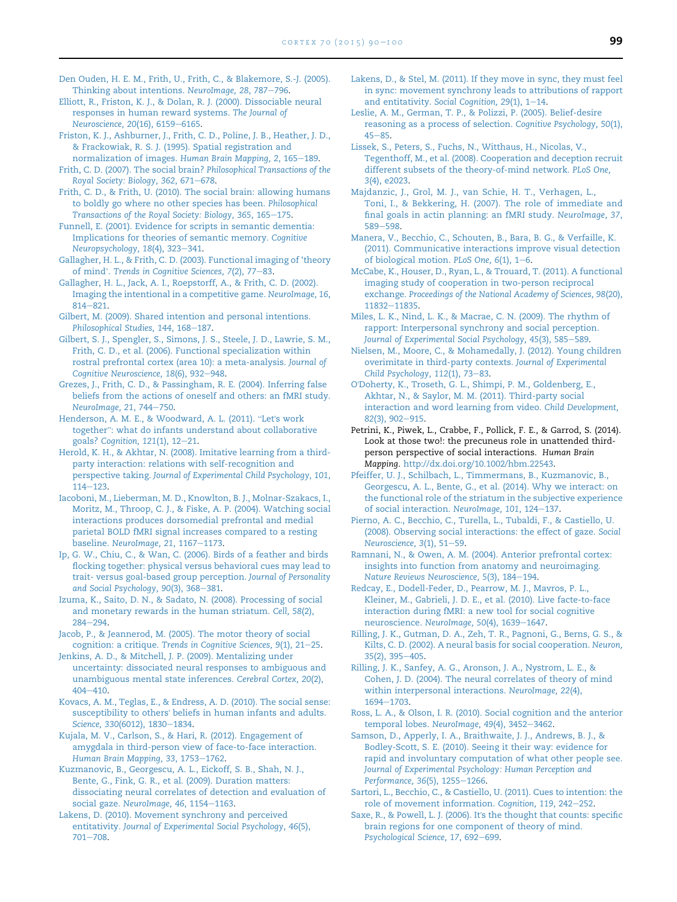Den Ouden, H. E. M., Frith, U., Frith, C., & Blakemore, S.-J. (2005). Thinking about intentions. *NeuroImage, 28*, 787–796.

Elliott, R., Friston, K. J., & Dolan, R. J. (2000). Dissociable neural responses in human reward systems. *The Journal of Neuroscience, 20*(16), 6159–6165.

Friston, K. J., Ashburner, J., Frith, C. D., Poline, J. B., Heather, J. D., & Frackowiak, R. S. J. (1995). Spatial registration and normalization of images. *Human Brain Mapping, 2*, 165–189.

Frith, C. D. (2007). The social brain? *Philosophical Transactions of the Royal Society: Biology, 362*, 671–678.

Frith, C. D., & Frith, U. (2010). The social brain: allowing humans to boldly go where no other species has been. *Philosophical Transactions of the Royal Society: Biology, 365*, 165–175.

Funnell, E. (2001). Evidence for scripts in semantic dementia: Implications for theories of semantic memory. *Cognitive Neuropsychology, 18*(4), 323–341.

Gallagher, H. L., & Frith, C. D. (2003). Functional imaging of 'theory of mind'. *Trends in Cognitive Sciences, 7*(2), 77–83.

Gallagher, H. L., Jack, A. I., Roepstorff, A., & Frith, C. D. (2002). Imaging the intentional in a competitive game. *NeuroImage, 16*, 814–821.

Gilbert, M. (2009). Shared intention and personal intentions. *Philosophical Studies, 144*, 168–187.

Gilbert, S. J., Spengler, S., Simons, J. S., Steele, J. D., Lawrie, S. M., Frith, C. D., et al. (2006). Functional specialization within rostral prefrontal cortex (area 10): a meta-analysis. *Journal of Cognitive Neuroscience, 18*(6), 932–948.

Grezes, J., Frith, C. D., & Passingham, R. E. (2004). Inferring false beliefs from the actions of oneself and others: an fMRI study. *NeuroImage, 21*, 744–750.

Henderson, A. M. E., & Woodward, A. L. (2011). "Let's work together": what do infants understand about collaborative goals? *Cognition, 121*(1), 12–21.

Herold, K. H., & Akhtar, N. (2008). Imitative learning from a third-party interaction: relations with self-recognition and perspective taking. *Journal of Experimental Child Psychology, 101*, 114–123.

Iacoboni, M., Lieberman, M. D., Knowlton, B. J., Molnar-Szakacs, I., Moritz, M., Throop, C. J., & Fiske, A. P. (2004). Watching social interactions produces dorsomedial prefrontal and medial parietal BOLD fMRI signal increases compared to a resting baseline. *NeuroImage, 21*, 1167–1173.

Ip, G. W., Chiu, C., & Wan, C. (2006). Birds of a feather and birds flocking together: physical versus behavioral cues may lead to trait- versus goal-based group perception. *Journal of Personality and Social Psychology, 90*(3), 368–381.

Izuma, K., Saito, D. N., & Sadato, N. (2008). Processing of social and monetary rewards in the human striatum. *Cell, 58*(2), 284–294.

Jacob, P., & Jeannerod, M. (2005). The motor theory of social cognition: a critique. *Trends in Cognitive Sciences, 9*(1), 21–25.

Jenkins, A. D., & Mitchell, J. P. (2009). Mentalizing under uncertainty: dissociated neural responses to ambiguous and unambiguous mental state inferences. *Cerebral Cortex, 20*(2), 404–410.

Kovacs, A. M., Teglas, E., & Endress, A. D. (2010). The social sense: susceptibility to others' beliefs in human infants and adults. *Science, 330*(6012), 1830–1834.

Kujala, M. V., Carlson, S., & Hari, R. (2012). Engagement of amygdala in third-person view of face-to-face interaction. *Human Brain Mapping, 33*, 1753–1762.

Kuzmanovic, B., Georgescu, A. L., Eickoff, S. B., Shah, N. J., Bente, G., Fink, G. R., et al. (2009). Duration matters: dissociating neural correlates of detection and evaluation of social gaze. *NeuroImage, 46*, 1154–1163.

Lakens, D. (2010). Movement synchrony and perceived entitativity. *Journal of Experimental Social Psychology, 46*(5), 701–708.

Lakens, D., & Stel, M. (2011). If they move in sync, they must feel in sync: movement synchrony leads to attributions of rapport and entitativity. *Social Cognition, 29*(1), 1–14.

Leslie, A. M., German, T. P., & Polizzi, P. (2005). Belief-desire reasoning as a process of selection. *Cognitive Psychology, 50*(1), 45–85.

Lissek, S., Peters, S., Fuchs, N., Witthaus, H., Nicolas, V., Tegenthoff, M., et al. (2008). Cooperation and deception recruit different subsets of the theory-of-mind network. *PLoS One, 3*(4), e2023.

Majdanzic, J., Grol, M. J., van Schie, H. T., Verhagen, L., Toni, I., & Bekkering, H. (2007). The role of immediate and final goals in actin planning: an fMRI study. *NeuroImage, 37*, 589–598.

Manera, V., Becchio, C., Schouten, B., Bara, B. G., & Verfaille, K. (2011). Communicative interactions improve visual detection of biological motion. *PLoS One, 6*(1), 1–6.

McCabe, K., Houser, D., Ryan, L., & Trouard, T. (2011). A functional imaging study of cooperation in two-person reciprocal exchange. *Proceedings of the National Academy of Sciences, 98*(20), 11832–11835.

Miles, L. K., Nind, L. K., & Macrae, C. N. (2009). The rhythm of rapport: Interpersonal synchrony and social perception. *Journal of Experimental Social Psychology, 45*(3), 585–589.

Nielsen, M., Moore, C., & Mohamedally, J. (2012). Young children overimitate in third-party contexts. *Journal of Experimental Child Psychology, 112*(1), 73–83.

O'Doherty, K., Troseth, G. L., Shimpi, P. M., Goldenberg, E., Akhtar, N., & Saylor, M. M. (2011). Third-party social interaction and word learning from video. *Child Development, 82*(3), 902–915.

Petrini, K., Piwek, L., Crabbe, F., Pollick, F. E., & Garrod, S. (2014). Look at those two!: the precuneus role in unattended third-person perspective of social interactions. *Human Brain Mapping*. http://dx.doi.org/10.1002/hbm.22543.

Pfeiffer, U. J., Schilbach, L., Timmermans, B., Kuzmanovic, B., Georgescu, A. L., Bente, G., et al. (2014). Why we interact: on the functional role of the striatum in the subjective experience of social interaction. *NeuroImage, 101*, 124–137.

Pierno, A. C., Becchio, C., Turella, L., Tubaldi, F., & Castiello, U. (2008). Observing social interactions: the effect of gaze. *Social Neuroscience, 3*(1), 51–59.

Ramnani, N., & Owen, A. M. (2004). Anterior prefrontal cortex: insights into function from anatomy and neuroimaging. *Nature Reviews Neuroscience, 5*(3), 184–194.

Redcay, E., Dodell-Feder, D., Pearrow, M. J., Mavros, P. L., Kleiner, M., Gabrieli, J. D. E., et al. (2010). Live facte-to-face interaction during fMRI: a new tool for social cognitive neuroscience. *NeuroImage, 50*(4), 1639–1647.

Rilling, J. K., Gutman, D. A., Zeh, T. R., Pagnoni, G., Berns, G. S., & Kilts, C. D. (2002). A neural basis for social cooperation. *Neuron, 35*(2), 395–405.

Rilling, J. K., Sanfey, A. G., Aronson, J. A., Nystrom, L. E., & Cohen, J. D. (2004). The neural correlates of theory of mind within interpersonal interactions. *NeuroImage, 22*(4), 1694–1703.

Ross, L. A., & Olson, I. R. (2010). Social cognition and the anterior temporal lobes. *NeuroImage, 49*(4), 3452–3462.

Samson, D., Apperly, I. A., Braithwaite, J. J., Andrews, B. J., & Bodley-Scott, S. E. (2010). Seeing it their way: evidence for rapid and involuntary computation of what other people see. *Journal of Experimental Psychology: Human Perception and Performance, 36*(5), 1255–1266.

Sartori, L., Becchio, C., & Castiello, U. (2011). Cues to intention: the role of movement information. *Cognition, 119*, 242–252.

Saxe, R., & Powell, L. J. (2006). It's the thought that counts: specific brain regions for one component of theory of mind. *Psychological Science, 17*, 692–699.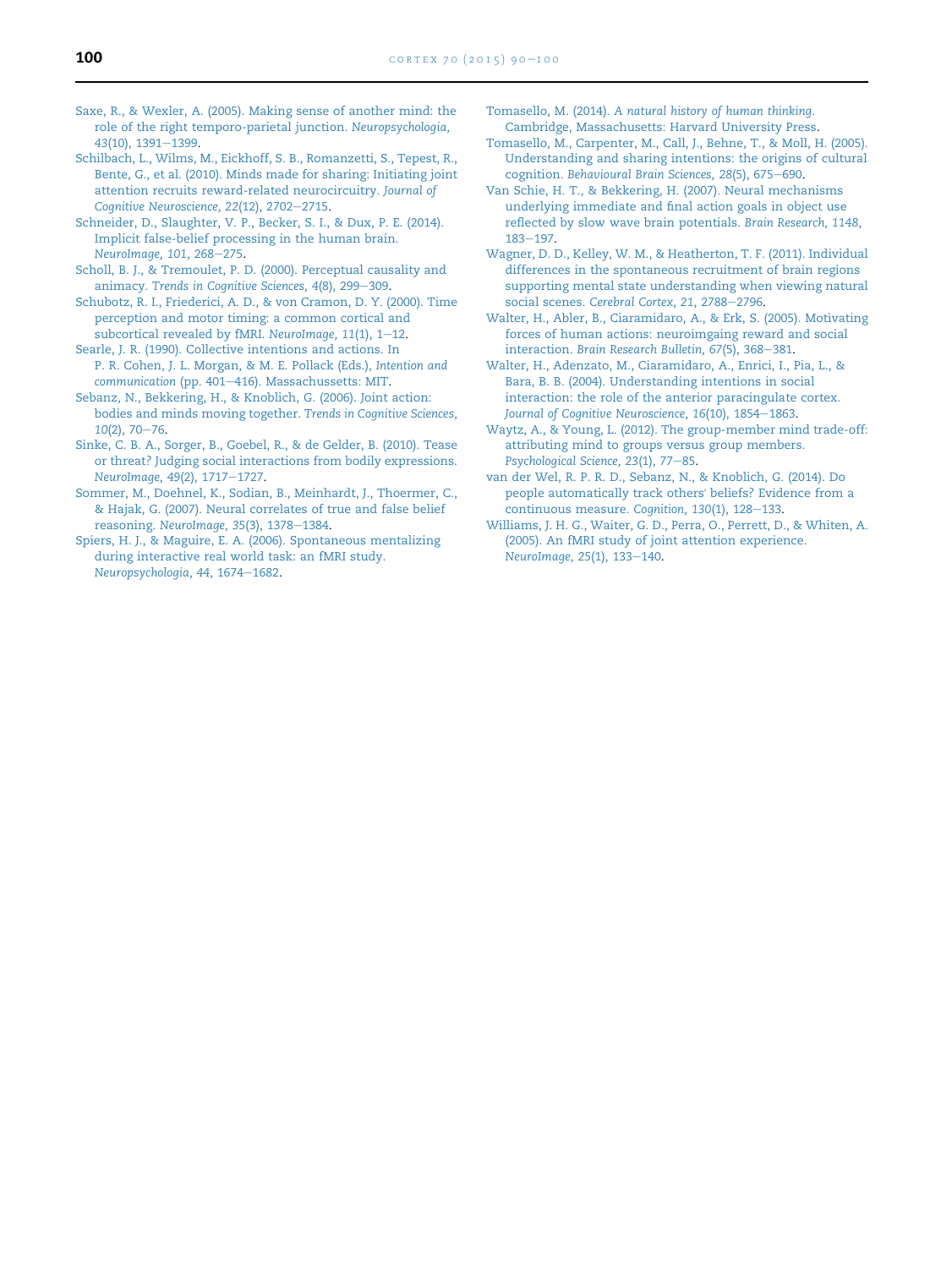Saxe, R., & Wexler, A. (2005). Making sense of another mind: the role of the right temporo-parietal junction. *Neuropsychologia, 43*(10), 1391–1399.

Schilbach, L., Wilms, M., Eickhoff, S. B., Romanzetti, S., Tepest, R., Bente, G., et al. (2010). Minds made for sharing: Initiating joint attention recruits reward-related neurocircuitry. *Journal of Cognitive Neuroscience, 22*(12), 2702–2715.

Schneider, D., Slaughter, V. P., Becker, S. I., & Dux, P. E. (2014). Implicit false-belief processing in the human brain. *NeuroImage, 101*, 268–275.

Scholl, B. J., & Tremoulet, P. D. (2000). Perceptual causality and animacy. *Trends in Cognitive Sciences, 4*(8), 299–309.

Schubotz, R. I., Friederici, A. D., & von Cramon, D. Y. (2000). Time perception and motor timing: a common cortical and subcortical revealed by fMRI. *NeuroImage, 11*(1), 1–12.

Searle, J. R. (1990). Collective intentions and actions. In P. R. Cohen, J. L. Morgan, & M. E. Pollack (Eds.), *Intention and communication* (pp. 401–416). Massachussetts: MIT.

Sebanz, N., Bekkering, H., & Knoblich, G. (2006). Joint action: bodies and minds moving together. *Trends in Cognitive Sciences, 10*(2), 70–76.

Sinke, C. B. A., Sorger, B., Goebel, R., & de Gelder, B. (2010). Tease or threat? Judging social interactions from bodily expressions. *NeuroImage, 49*(2), 1717–1727.

Sommer, M., Doehnel, K., Sodian, B., Meinhardt, J., Thoermer, C., & Hajak, G. (2007). Neural correlates of true and false belief reasoning. *NeuroImage, 35*(3), 1378–1384.

Spiers, H. J., & Maguire, E. A. (2006). Spontaneous mentalizing during interactive real world task: an fMRI study. *Neuropsychologia, 44*, 1674–1682.

Tomasello, M. (2014). *A natural history of human thinking*. Cambridge, Massachusetts: Harvard University Press.

Tomasello, M., Carpenter, M., Call, J., Behne, T., & Moll, H. (2005). Understanding and sharing intentions: the origins of cultural cognition. *Behavioural Brain Sciences, 28*(5), 675–690.

Van Schie, H. T., & Bekkering, H. (2007). Neural mechanisms underlying immediate and final action goals in object use reflected by slow wave brain potentials. *Brain Research, 1148*, 183–197.

Wagner, D. D., Kelley, W. M., & Heatherton, T. F. (2011). Individual differences in the spontaneous recruitment of brain regions supporting mental state understanding when viewing natural social scenes. *Cerebral Cortex, 21*, 2788–2796.

Walter, H., Abler, B., Ciaramidaro, A., & Erk, S. (2005). Motivating forces of human actions: neuroimgaing reward and social interaction. *Brain Research Bulletin, 67*(5), 368–381.

Walter, H., Adenzato, M., Ciaramidaro, A., Enrici, I., Pia, L., & Bara, B. B. (2004). Understanding intentions in social interaction: the role of the anterior paracingulate cortex. *Journal of Cognitive Neuroscience, 16*(10), 1854–1863.

Waytz, A., & Young, L. (2012). The group-member mind trade-off: attributing mind to groups versus group members. *Psychological Science, 23*(1), 77–85.

van der Wel, R. P. R. D., Sebanz, N., & Knoblich, G. (2014). Do people automatically track others' beliefs? Evidence from a continuous measure. *Cognition, 130*(1), 128–133.

Williams, J. H. G., Waiter, G. D., Perra, O., Perrett, D., & Whiten, A. (2005). An fMRI study of joint attention experience. *NeuroImage, 25*(1), 133–140.